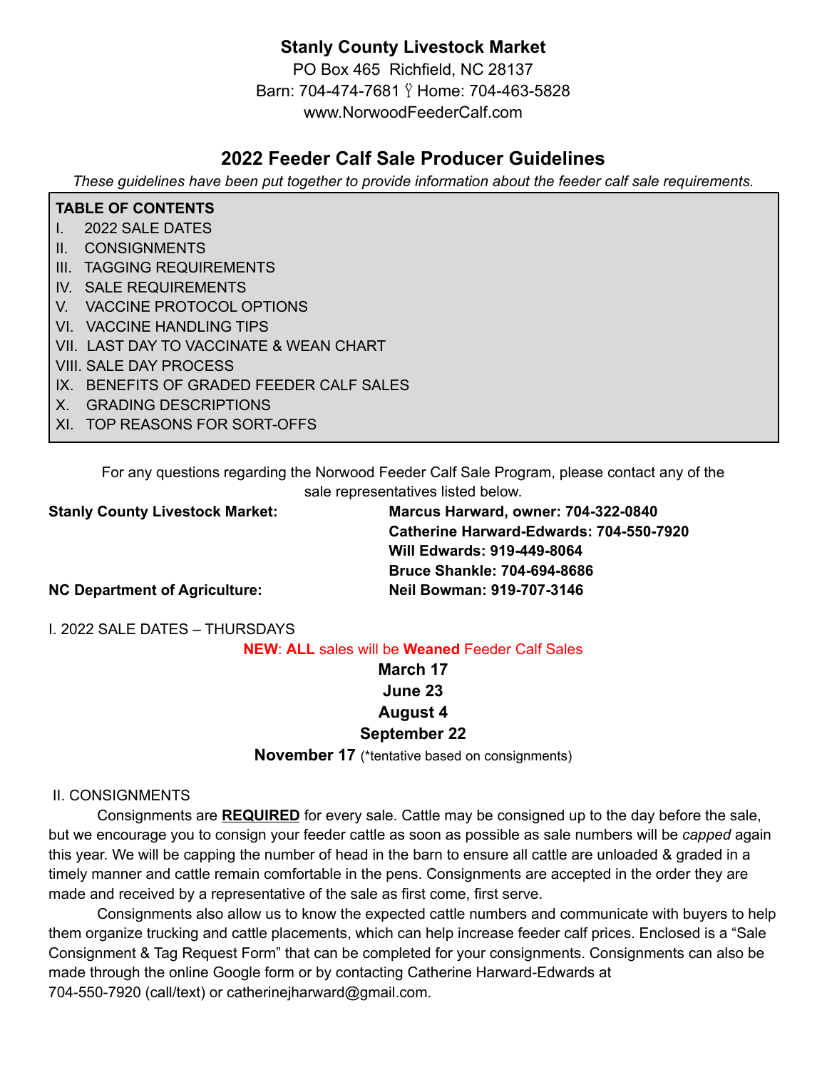# Stanly County Livestock Market

PO Box 465 Richfield, NC 28137

Barn: 704-474-7681 Ÿ Home: 704-463-5828

www.NorwoodFeederCalf.com

## 2022 Feeder Calf Sale Producer Guidelines

*These guidelines have been put together to provide information about the feeder calf sale requirements.*

**TABLE OF CONTENTS**

I. 2022 SALE DATES
II. CONSIGNMENTS
III. TAGGING REQUIREMENTS
IV. SALE REQUIREMENTS
V. VACCINE PROTOCOL OPTIONS
VI. VACCINE HANDLING TIPS
VII. LAST DAY TO VACCINATE & WEAN CHART
VIII. SALE DAY PROCESS
IX. BENEFITS OF GRADED FEEDER CALF SALES
X. GRADING DESCRIPTIONS
XI. TOP REASONS FOR SORT-OFFS

For any questions regarding the Norwood Feeder Calf Sale Program, please contact any of the sale representatives listed below.

| | |
|---|---|
| **Stanly County Livestock Market:** | **Marcus Harward, owner: 704-322-0840** |
| | **Catherine Harward-Edwards: 704-550-7920** |
| | **Will Edwards: 919-449-8064** |
| | **Bruce Shankle: 704-694-8686** |
| **NC Department of Agriculture:** | **Neil Bowman: 919-707-3146** |

I. 2022 SALE DATES – THURSDAYS

**NEW**: **ALL** sales will be **Weaned** Feeder Calf Sales

**March 17**
**June 23**
**August 4**
**September 22**
**November 17** (*tentative based on consignments)

II. CONSIGNMENTS

Consignments are **REQUIRED** for every sale. Cattle may be consigned up to the day before the sale, but we encourage you to consign your feeder cattle as soon as possible as sale numbers will be *capped* again this year. We will be capping the number of head in the barn to ensure all cattle are unloaded & graded in a timely manner and cattle remain comfortable in the pens. Consignments are accepted in the order they are made and received by a representative of the sale as first come, first serve.

Consignments also allow us to know the expected cattle numbers and communicate with buyers to help them organize trucking and cattle placements, which can help increase feeder calf prices. Enclosed is a "Sale Consignment & Tag Request Form" that can be completed for your consignments. Consignments can also be made through the online Google form or by contacting Catherine Harward-Edwards at 704-550-7920 (call/text) or catherinejharward@gmail.com.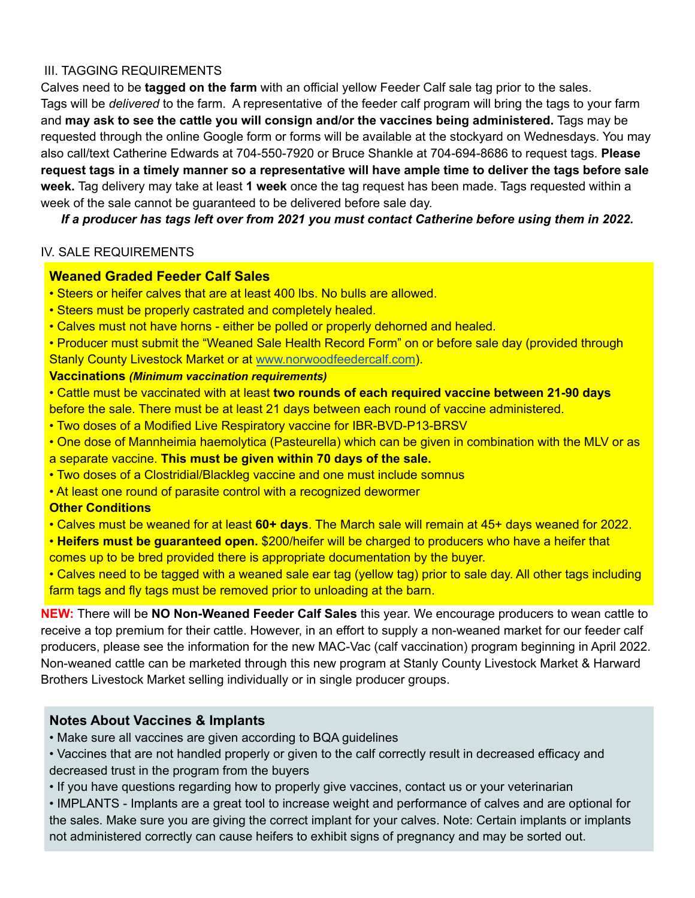## III. TAGGING REQUIREMENTS

Calves need to be **tagged on the farm** with an official yellow Feeder Calf sale tag prior to the sales. Tags will be *delivered* to the farm. A representative of the feeder calf program will bring the tags to your farm and **may ask to see the cattle you will consign and/or the vaccines being administered.** Tags may be requested through the online Google form or forms will be available at the stockyard on Wednesdays. You may also call/text Catherine Edwards at 704-550-7920 or Bruce Shankle at 704-694-8686 to request tags. **Please request tags in a timely manner so a representative will have ample time to deliver the tags before sale week.** Tag delivery may take at least **1 week** once the tag request has been made. Tags requested within a week of the sale cannot be guaranteed to be delivered before sale day.

***If a producer has tags left over from 2021 you must contact Catherine before using them in 2022.***

## IV. SALE REQUIREMENTS

### Weaned Graded Feeder Calf Sales

- Steers or heifer calves that are at least 400 lbs. No bulls are allowed.
- Steers must be properly castrated and completely healed.
- Calves must not have horns - either be polled or properly dehorned and healed.
- Producer must submit the "Weaned Sale Health Record Form" on or before sale day (provided through Stanly County Livestock Market or at www.norwoodfeedercalf.com).

**Vaccinations** ***(Minimum vaccination requirements)***

- Cattle must be vaccinated with at least **two rounds of each required vaccine between 21-90 days** before the sale. There must be at least 21 days between each round of vaccine administered.
- Two doses of a Modified Live Respiratory vaccine for IBR-BVD-P13-BRSV
- One dose of Mannheimia haemolytica (Pasteurella) which can be given in combination with the MLV or as a separate vaccine. **This must be given within 70 days of the sale.**
- Two doses of a Clostridial/Blackleg vaccine and one must include somnus
- At least one round of parasite control with a recognized dewormer

**Other Conditions**

- Calves must be weaned for at least **60+ days**. The March sale will remain at 45+ days weaned for 2022.
- **Heifers must be guaranteed open.** $200/heifer will be charged to producers who have a heifer that comes up to be bred provided there is appropriate documentation by the buyer.
- Calves need to be tagged with a weaned sale ear tag (yellow tag) prior to sale day. All other tags including farm tags and fly tags must be removed prior to unloading at the barn.

**NEW:** There will be **NO Non-Weaned Feeder Calf Sales** this year. We encourage producers to wean cattle to receive a top premium for their cattle. However, in an effort to supply a non-weaned market for our feeder calf producers, please see the information for the new MAC-Vac (calf vaccination) program beginning in April 2022. Non-weaned cattle can be marketed through this new program at Stanly County Livestock Market & Harward Brothers Livestock Market selling individually or in single producer groups.

### Notes About Vaccines & Implants

- Make sure all vaccines are given according to BQA guidelines
- Vaccines that are not handled properly or given to the calf correctly result in decreased efficacy and decreased trust in the program from the buyers
- If you have questions regarding how to properly give vaccines, contact us or your veterinarian
- IMPLANTS - Implants are a great tool to increase weight and performance of calves and are optional for the sales. Make sure you are giving the correct implant for your calves. Note: Certain implants or implants not administered correctly can cause heifers to exhibit signs of pregnancy and may be sorted out.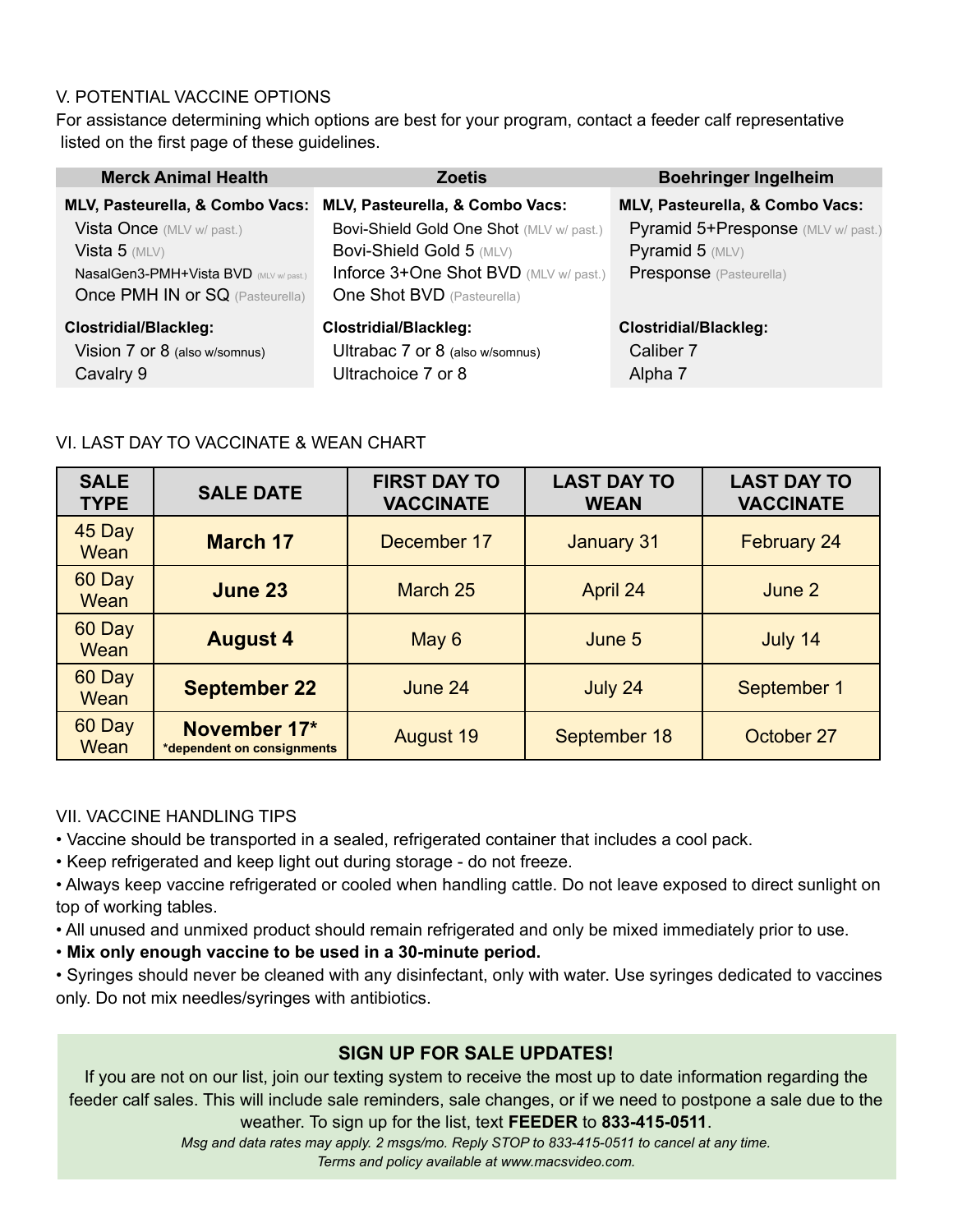## V. POTENTIAL VACCINE OPTIONS

For assistance determining which options are best for your program, contact a feeder calf representative listed on the first page of these guidelines.

| Merck Animal Health | Zoetis | Boehringer Ingelheim |
|---|---|---|
| **MLV, Pasteurella, & Combo Vacs:** | **MLV, Pasteurella, & Combo Vacs:** | **MLV, Pasteurella, & Combo Vacs:** |
| Vista Once (MLV w/ past.) | Bovi-Shield Gold One Shot (MLV w/ past.) | Pyramid 5+Presponse (MLV w/ past.) |
| Vista 5 (MLV) | Bovi-Shield Gold 5 (MLV) | Pyramid 5 (MLV) |
| NasalGen3-PMH+Vista BVD (MLV w/ past.) | Inforce 3+One Shot BVD (MLV w/ past.) | Presponse (Pasteurella) |
| Once PMH IN or SQ (Pasteurella) | One Shot BVD (Pasteurella) | |
| **Clostridial/Blackleg:** | **Clostridial/Blackleg:** | **Clostridial/Blackleg:** |
| Vision 7 or 8 (also w/somnus) | Ultrabac 7 or 8 (also w/somnus) | Caliber 7 |
| Cavalry 9 | Ultrachoice 7 or 8 | Alpha 7 |

## VI. LAST DAY TO VACCINATE & WEAN CHART

| SALE TYPE | SALE DATE | FIRST DAY TO VACCINATE | LAST DAY TO WEAN | LAST DAY TO VACCINATE |
|---|---|---|---|---|
| 45 Day Wean | **March 17** | December 17 | January 31 | February 24 |
| 60 Day Wean | **June 23** | March 25 | April 24 | June 2 |
| 60 Day Wean | **August 4** | May 6 | June 5 | July 14 |
| 60 Day Wean | **September 22** | June 24 | July 24 | September 1 |
| 60 Day Wean | **November 17*** *dependent on consignments | August 19 | September 18 | October 27 |

## VII. VACCINE HANDLING TIPS

- Vaccine should be transported in a sealed, refrigerated container that includes a cool pack.
- Keep refrigerated and keep light out during storage - do not freeze.
- Always keep vaccine refrigerated or cooled when handling cattle. Do not leave exposed to direct sunlight on top of working tables.
- All unused and unmixed product should remain refrigerated and only be mixed immediately prior to use.
- **Mix only enough vaccine to be used in a 30-minute period.**
- Syringes should never be cleaned with any disinfectant, only with water. Use syringes dedicated to vaccines only. Do not mix needles/syringes with antibiotics.

### SIGN UP FOR SALE UPDATES!

If you are not on our list, join our texting system to receive the most up to date information regarding the feeder calf sales. This will include sale reminders, sale changes, or if we need to postpone a sale due to the weather. To sign up for the list, text **FEEDER** to **833-415-0511**.

*Msg and data rates may apply. 2 msgs/mo. Reply STOP to 833-415-0511 to cancel at any time.*
*Terms and policy available at www.macsvideo.com.*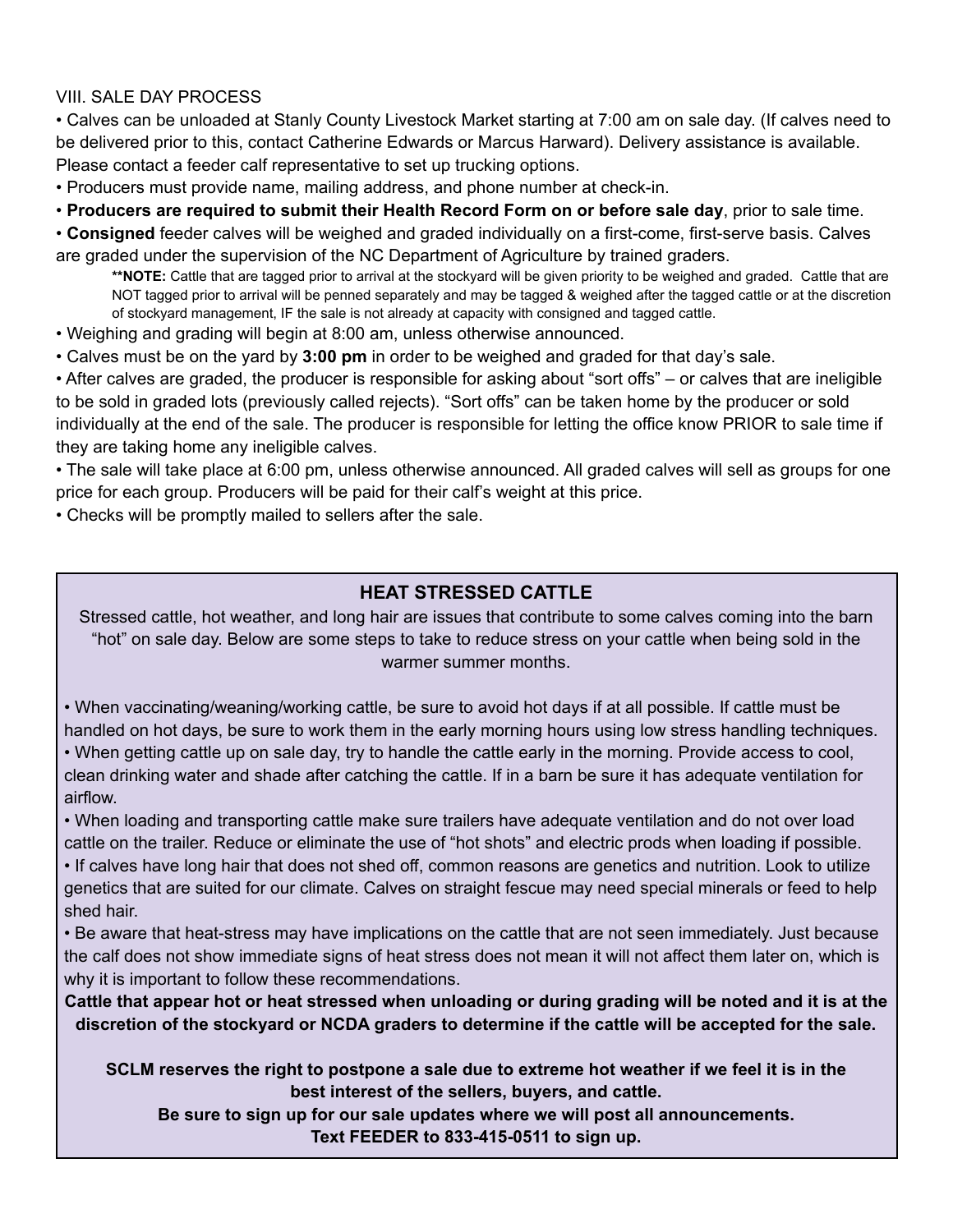## VIII. SALE DAY PROCESS

- Calves can be unloaded at Stanly County Livestock Market starting at 7:00 am on sale day. (If calves need to be delivered prior to this, contact Catherine Edwards or Marcus Harward). Delivery assistance is available. Please contact a feeder calf representative to set up trucking options.
- Producers must provide name, mailing address, and phone number at check-in.
- **Producers are required to submit their Health Record Form on or before sale day**, prior to sale time.
- **Consigned** feeder calves will be weighed and graded individually on a first-come, first-serve basis. Calves are graded under the supervision of the NC Department of Agriculture by trained graders.

  ****NOTE:** Cattle that are tagged prior to arrival at the stockyard will be given priority to be weighed and graded. Cattle that are NOT tagged prior to arrival will be penned separately and may be tagged & weighed after the tagged cattle or at the discretion of stockyard management, IF the sale is not already at capacity with consigned and tagged cattle.
- Weighing and grading will begin at 8:00 am, unless otherwise announced.
- Calves must be on the yard by **3:00 pm** in order to be weighed and graded for that day's sale.
- After calves are graded, the producer is responsible for asking about "sort offs" – or calves that are ineligible to be sold in graded lots (previously called rejects). "Sort offs" can be taken home by the producer or sold individually at the end of the sale. The producer is responsible for letting the office know PRIOR to sale time if they are taking home any ineligible calves.
- The sale will take place at 6:00 pm, unless otherwise announced. All graded calves will sell as groups for one price for each group. Producers will be paid for their calf's weight at this price.
- Checks will be promptly mailed to sellers after the sale.

### HEAT STRESSED CATTLE

Stressed cattle, hot weather, and long hair are issues that contribute to some calves coming into the barn "hot" on sale day. Below are some steps to take to reduce stress on your cattle when being sold in the warmer summer months.

- When vaccinating/weaning/working cattle, be sure to avoid hot days if at all possible. If cattle must be handled on hot days, be sure to work them in the early morning hours using low stress handling techniques.
- When getting cattle up on sale day, try to handle the cattle early in the morning. Provide access to cool, clean drinking water and shade after catching the cattle. If in a barn be sure it has adequate ventilation for airflow.
- When loading and transporting cattle make sure trailers have adequate ventilation and do not over load cattle on the trailer. Reduce or eliminate the use of "hot shots" and electric prods when loading if possible.
- If calves have long hair that does not shed off, common reasons are genetics and nutrition. Look to utilize genetics that are suited for our climate. Calves on straight fescue may need special minerals or feed to help shed hair.
- Be aware that heat-stress may have implications on the cattle that are not seen immediately. Just because the calf does not show immediate signs of heat stress does not mean it will not affect them later on, which is why it is important to follow these recommendations.

**Cattle that appear hot or heat stressed when unloading or during grading will be noted and it is at the discretion of the stockyard or NCDA graders to determine if the cattle will be accepted for the sale.**

**SCLM reserves the right to postpone a sale due to extreme hot weather if we feel it is in the best interest of the sellers, buyers, and cattle.**

**Be sure to sign up for our sale updates where we will post all announcements.**

**Text FEEDER to 833-415-0511 to sign up.**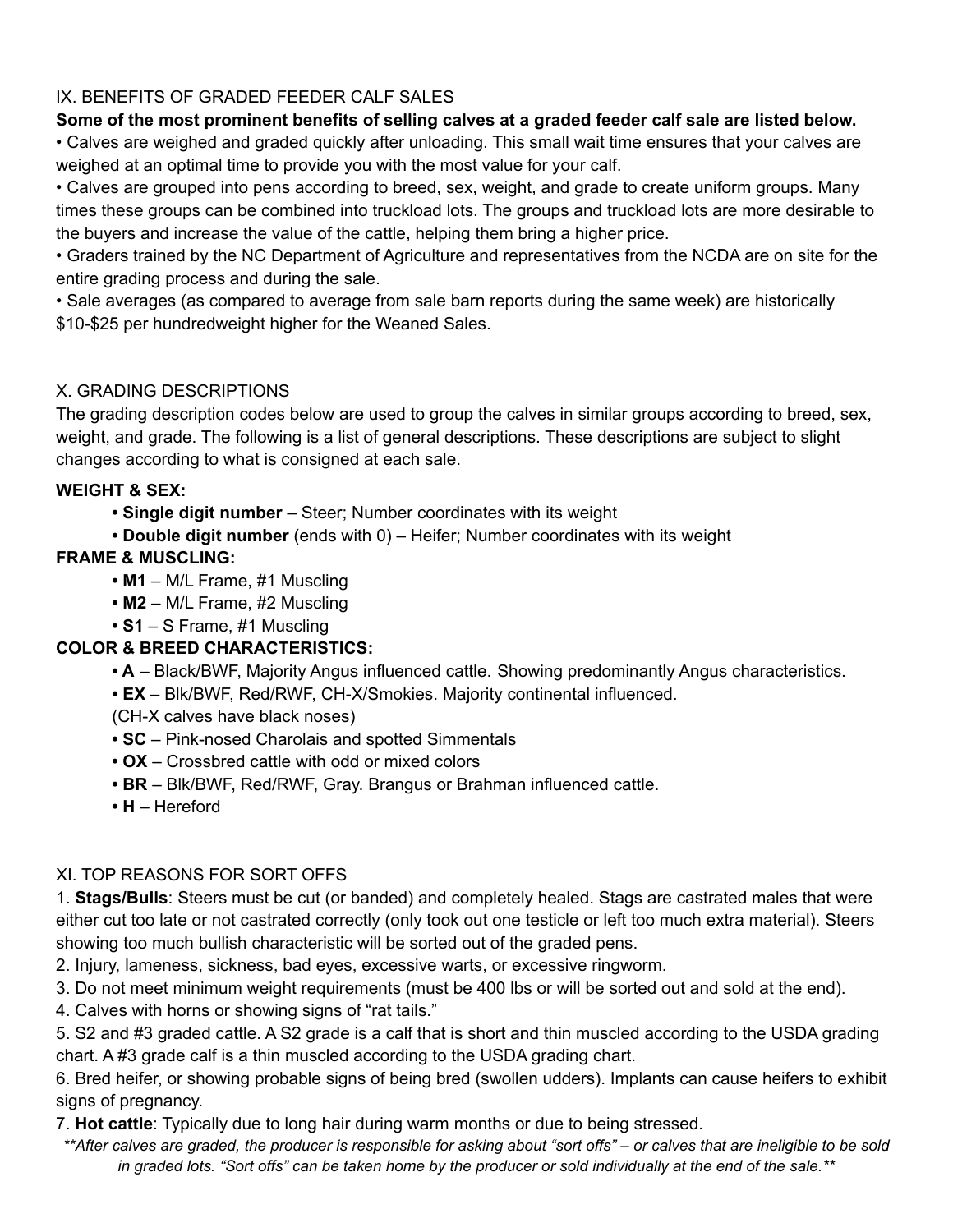## IX. BENEFITS OF GRADED FEEDER CALF SALES

**Some of the most prominent benefits of selling calves at a graded feeder calf sale are listed below.**

- Calves are weighed and graded quickly after unloading. This small wait time ensures that your calves are weighed at an optimal time to provide you with the most value for your calf.
- Calves are grouped into pens according to breed, sex, weight, and grade to create uniform groups. Many times these groups can be combined into truckload lots. The groups and truckload lots are more desirable to the buyers and increase the value of the cattle, helping them bring a higher price.
- Graders trained by the NC Department of Agriculture and representatives from the NCDA are on site for the entire grading process and during the sale.
- Sale averages (as compared to average from sale barn reports during the same week) are historically $10-$25 per hundredweight higher for the Weaned Sales.

## X. GRADING DESCRIPTIONS

The grading description codes below are used to group the calves in similar groups according to breed, sex, weight, and grade. The following is a list of general descriptions. These descriptions are subject to slight changes according to what is consigned at each sale.

**WEIGHT & SEX:**

- **Single digit number** – Steer; Number coordinates with its weight
- **Double digit number** (ends with 0) – Heifer; Number coordinates with its weight

**FRAME & MUSCLING:**

- **M1** – M/L Frame, #1 Muscling
- **M2** – M/L Frame, #2 Muscling
- **S1** – S Frame, #1 Muscling

**COLOR & BREED CHARACTERISTICS:**

- **A** – Black/BWF, Majority Angus influenced cattle. Showing predominantly Angus characteristics.
- **EX** – Blk/BWF, Red/RWF, CH-X/Smokies. Majority continental influenced.
  (CH-X calves have black noses)
- **SC** – Pink-nosed Charolais and spotted Simmentals
- **OX** – Crossbred cattle with odd or mixed colors
- **BR** – Blk/BWF, Red/RWF, Gray. Brangus or Brahman influenced cattle.
- **H** – Hereford

## XI. TOP REASONS FOR SORT OFFS

1. **Stags/Bulls**: Steers must be cut (or banded) and completely healed. Stags are castrated males that were either cut too late or not castrated correctly (only took out one testicle or left too much extra material). Steers showing too much bullish characteristic will be sorted out of the graded pens.
2. Injury, lameness, sickness, bad eyes, excessive warts, or excessive ringworm.
3. Do not meet minimum weight requirements (must be 400 lbs or will be sorted out and sold at the end).
4. Calves with horns or showing signs of "rat tails."
5. S2 and #3 graded cattle. A S2 grade is a calf that is short and thin muscled according to the USDA grading chart. A #3 grade calf is a thin muscled according to the USDA grading chart.
6. Bred heifer, or showing probable signs of being bred (swollen udders). Implants can cause heifers to exhibit signs of pregnancy.
7. **Hot cattle**: Typically due to long hair during warm months or due to being stressed.

***After calves are graded, the producer is responsible for asking about "sort offs" – or calves that are ineligible to be sold in graded lots. "Sort offs" can be taken home by the producer or sold individually at the end of the sale.***